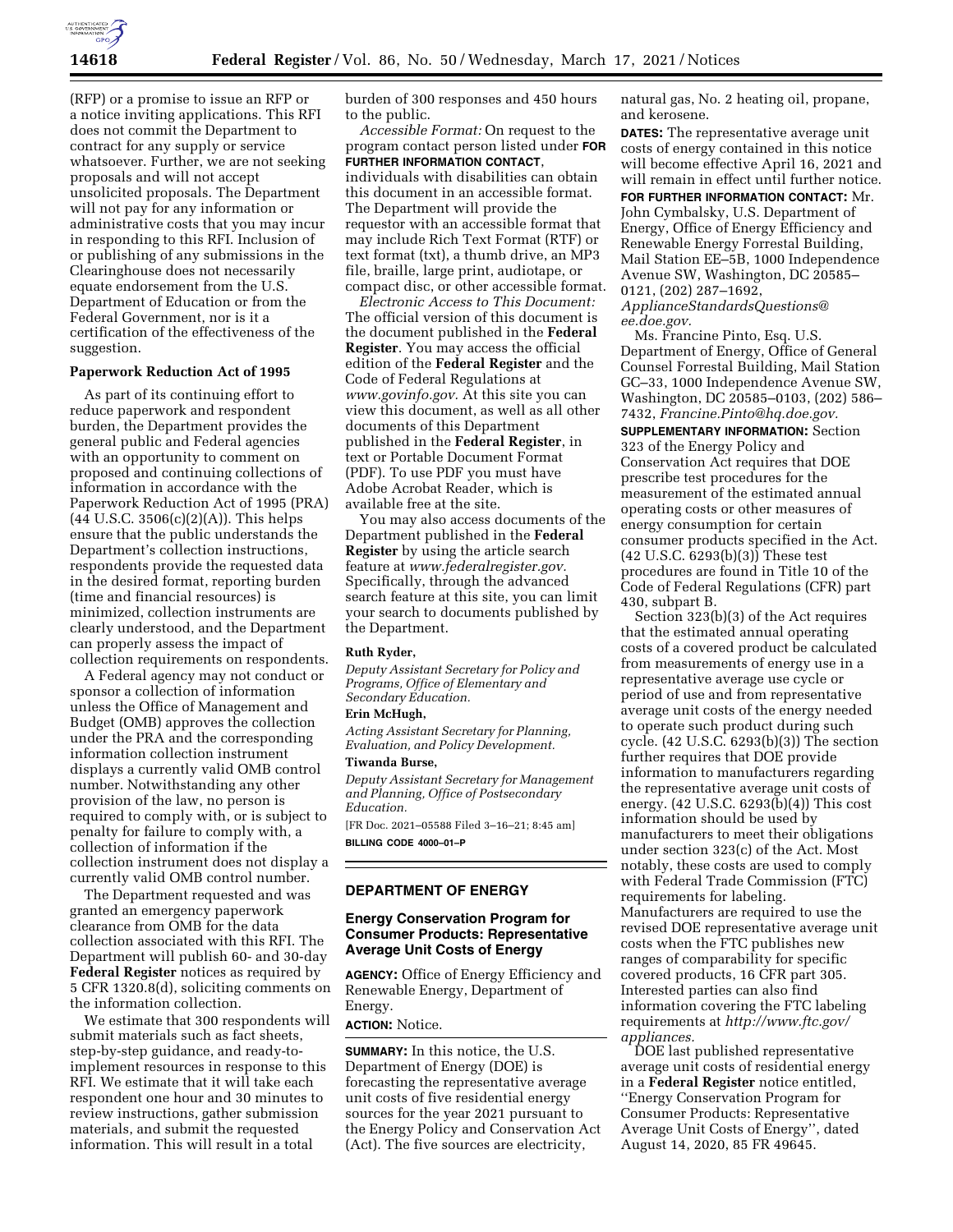(RFP) or a promise to issue an RFP or a notice inviting applications. This RFI does not commit the Department to contract for any supply or service whatsoever. Further, we are not seeking proposals and will not accept unsolicited proposals. The Department will not pay for any information or administrative costs that you may incur in responding to this RFI. Inclusion of or publishing of any submissions in the Clearinghouse does not necessarily equate endorsement from the U.S. Department of Education or from the Federal Government, nor is it a certification of the effectiveness of the suggestion.

### Paperwork Reduction Act of 1995

As part of its continuing effort to reduce paperwork and respondent burden, the Department provides the general public and Federal agencies with an opportunity to comment on proposed and continuing collections of information in accordance with the Paperwork Reduction Act of 1995 (PRA) (44 U.S.C. 3506(c)(2)(A)). This helps ensure that the public understands the Department's collection instructions, respondents provide the requested data in the desired format, reporting burden (time and financial resources) is minimized, collection instruments are clearly understood, and the Department can properly assess the impact of collection requirements on respondents.

A Federal agency may not conduct or sponsor a collection of information unless the Office of Management and Budget (OMB) approves the collection under the PRA and the corresponding information collection instrument displays a currently valid OMB control number. Notwithstanding any other provision of the law, no person is required to comply with, or is subject to penalty for failure to comply with, a collection of information if the collection instrument does not display a currently valid OMB control number.

The Department requested and was granted an emergency paperwork clearance from OMB for the data collection associated with this RFI. The Department will publish 60- and 30-day **Federal Register** notices as required by 5 CFR 1320.8(d), soliciting comments on the information collection.

We estimate that 300 respondents will submit materials such as fact sheets, step-by-step guidance, and ready-to-implement resources in response to this RFI. We estimate that it will take each respondent one hour and 30 minutes to review instructions, gather submission materials, and submit the requested information. This will result in a total burden of 300 responses and 450 hours to the public.

*Accessible Format:* On request to the program contact person listed under **FOR FURTHER INFORMATION CONTACT**, individuals with disabilities can obtain this document in an accessible format. The Department will provide the requestor with an accessible format that may include Rich Text Format (RTF) or text format (txt), a thumb drive, an MP3 file, braille, large print, audiotape, or compact disc, or other accessible format.

*Electronic Access to This Document:* The official version of this document is the document published in the **Federal Register**. You may access the official edition of the **Federal Register** and the Code of Federal Regulations at *www.govinfo.gov*. At this site you can view this document, as well as all other documents of this Department published in the **Federal Register**, in text or Portable Document Format (PDF). To use PDF you must have Adobe Acrobat Reader, which is available free at the site.

You may also access documents of the Department published in the **Federal Register** by using the article search feature at *www.federalregister.gov*. Specifically, through the advanced search feature at this site, you can limit your search to documents published by the Department.

**Ruth Ryder,**

*Deputy Assistant Secretary for Policy and Programs, Office of Elementary and Secondary Education.*

**Erin McHugh,**

*Acting Assistant Secretary for Planning, Evaluation, and Policy Development.*

**Tiwanda Burse,**

*Deputy Assistant Secretary for Management and Planning, Office of Postsecondary Education.*

[FR Doc. 2021–05588 Filed 3–16–21; 8:45 am]

**BILLING CODE 4000–01–P**

## DEPARTMENT OF ENERGY

### Energy Conservation Program for Consumer Products: Representative Average Unit Costs of Energy

**AGENCY:** Office of Energy Efficiency and Renewable Energy, Department of Energy.

**ACTION:** Notice.

**SUMMARY:** In this notice, the U.S. Department of Energy (DOE) is forecasting the representative average unit costs of five residential energy sources for the year 2021 pursuant to the Energy Policy and Conservation Act (Act). The five sources are electricity, natural gas, No. 2 heating oil, propane, and kerosene.

**DATES:** The representative average unit costs of energy contained in this notice will become effective April 16, 2021 and will remain in effect until further notice.

**FOR FURTHER INFORMATION CONTACT:** Mr. John Cymbalsky, U.S. Department of Energy, Office of Energy Efficiency and Renewable Energy Forrestal Building, Mail Station EE–5B, 1000 Independence Avenue SW, Washington, DC 20585–0121, (202) 287–1692, *ApplianceStandardsQuestions@ee.doe.gov*.

Ms. Francine Pinto, Esq. U.S. Department of Energy, Office of General Counsel Forrestal Building, Mail Station GC–33, 1000 Independence Avenue SW, Washington, DC 20585–0103, (202) 586–7432, *Francine.Pinto@hq.doe.gov*.

**SUPPLEMENTARY INFORMATION:** Section 323 of the Energy Policy and Conservation Act requires that DOE prescribe test procedures for the measurement of the estimated annual operating costs or other measures of energy consumption for certain consumer products specified in the Act. (42 U.S.C. 6293(b)(3)) These test procedures are found in Title 10 of the Code of Federal Regulations (CFR) part 430, subpart B.

Section 323(b)(3) of the Act requires that the estimated annual operating costs of a covered product be calculated from measurements of energy use in a representative average use cycle or period of use and from representative average unit costs of the energy needed to operate such product during such cycle. (42 U.S.C. 6293(b)(3)) The section further requires that DOE provide information to manufacturers regarding the representative average unit costs of energy. (42 U.S.C. 6293(b)(4)) This cost information should be used by manufacturers to meet their obligations under section 323(c) of the Act. Most notably, these costs are used to comply with Federal Trade Commission (FTC) requirements for labeling. Manufacturers are required to use the revised DOE representative average unit costs when the FTC publishes new ranges of comparability for specific covered products, 16 CFR part 305. Interested parties can also find information covering the FTC labeling requirements at *http://www.ftc.gov/appliances*.

DOE last published representative average unit costs of residential energy in a **Federal Register** notice entitled, ''Energy Conservation Program for Consumer Products: Representative Average Unit Costs of Energy'', dated August 14, 2020, 85 FR 49645.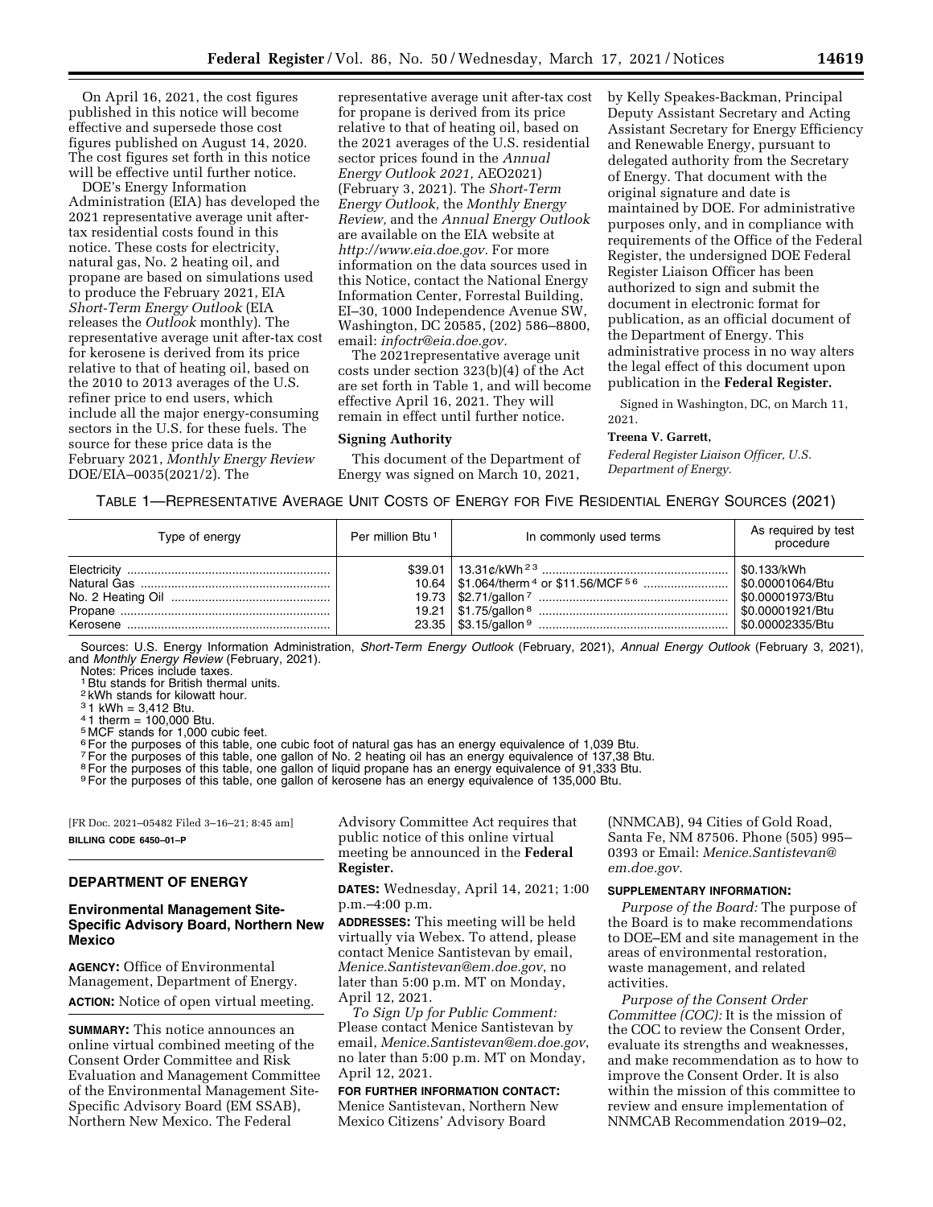On April 16, 2021, the cost figures published in this notice will become effective and supersede those cost figures published on August 14, 2020. The cost figures set forth in this notice will be effective until further notice.

DOE's Energy Information Administration (EIA) has developed the 2021 representative average unit after-tax residential costs found in this notice. These costs for electricity, natural gas, No. 2 heating oil, and propane are based on simulations used to produce the February 2021, EIA *Short-Term Energy Outlook* (EIA releases the *Outlook* monthly). The representative average unit after-tax cost for kerosene is derived from its price relative to that of heating oil, based on the 2010 to 2013 averages of the U.S. refiner price to end users, which include all the major energy-consuming sectors in the U.S. for these fuels. The source for these price data is the February 2021, *Monthly Energy Review* DOE/EIA–0035(2021/2). The representative average unit after-tax cost for propane is derived from its price relative to that of heating oil, based on the 2021 averages of the U.S. residential sector prices found in the *Annual Energy Outlook 2021,* AEO2021) (February 3, 2021). The *Short-Term Energy Outlook,* the *Monthly Energy Review,* and the *Annual Energy Outlook* are available on the EIA website at *http://www.eia.doe.gov.* For more information on the data sources used in this Notice, contact the National Energy Information Center, Forrestal Building, EI–30, 1000 Independence Avenue SW, Washington, DC 20585, (202) 586–8800, email: *infoctr@eia.doe.gov.*

The 2021representative average unit costs under section 323(b)(4) of the Act are set forth in Table 1, and will become effective April 16, 2021. They will remain in effect until further notice.

**Signing Authority**

This document of the Department of Energy was signed on March 10, 2021, by Kelly Speakes-Backman, Principal Deputy Assistant Secretary and Acting Assistant Secretary for Energy Efficiency and Renewable Energy, pursuant to delegated authority from the Secretary of Energy. That document with the original signature and date is maintained by DOE. For administrative purposes only, and in compliance with requirements of the Office of the Federal Register, the undersigned DOE Federal Register Liaison Officer has been authorized to sign and submit the document in electronic format for publication, as an official document of the Department of Energy. This administrative process in no way alters the legal effect of this document upon publication in the **Federal Register.**

Signed in Washington, DC, on March 11, 2021.

**Treena V. Garrett,**

*Federal Register Liaison Officer, U.S. Department of Energy.*

TABLE 1—REPRESENTATIVE AVERAGE UNIT COSTS OF ENERGY FOR FIVE RESIDENTIAL ENERGY SOURCES (2021)

| Type of energy | Per million Btu [1] | In commonly used terms | As required by test procedure |
|---|---|---|---|
| Electricity | $39.01 | 13.31¢/kWh [2 3] | $0.133/kWh |
| Natural Gas | 10.64 | $1.064/therm [4] or $11.56/MCF [5 6] | $0.00001064/Btu |
| No. 2 Heating Oil | 19.73 | $2.71/gallon [7] | $0.00001973/Btu |
| Propane | 19.21 | $1.75/gallon [8] | $0.00001921/Btu |
| Kerosene | 23.35 | $3.15/gallon [9] | $0.00002335/Btu |

Sources: U.S. Energy Information Administration, *Short-Term Energy Outlook* (February, 2021), *Annual Energy Outlook* (February 3, 2021), and *Monthly Energy Review* (February, 2021).

Notes: Prices include taxes.

[1] Btu stands for British thermal units.

[2] kWh stands for kilowatt hour.

[3] 1 kWh = 3,412 Btu.

[4] 1 therm = 100,000 Btu.

[5] MCF stands for 1,000 cubic feet.

[6] For the purposes of this table, one cubic foot of natural gas has an energy equivalence of 1,039 Btu.

[7] For the purposes of this table, one gallon of No. 2 heating oil has an energy equivalence of 137,38 Btu.

[8] For the purposes of this table, one gallon of liquid propane has an energy equivalence of 91,333 Btu.

[9] For the purposes of this table, one gallon of kerosene has an energy equivalence of 135,000 Btu.

[FR Doc. 2021–05482 Filed 3–16–21; 8:45 am]

**BILLING CODE 6450–01–P**

## DEPARTMENT OF ENERGY

### Environmental Management Site-Specific Advisory Board, Northern New Mexico

**AGENCY:** Office of Environmental Management, Department of Energy.

**ACTION:** Notice of open virtual meeting.

**SUMMARY:** This notice announces an online virtual combined meeting of the Consent Order Committee and Risk Evaluation and Management Committee of the Environmental Management Site-Specific Advisory Board (EM SSAB), Northern New Mexico. The Federal Advisory Committee Act requires that public notice of this online virtual meeting be announced in the **Federal Register.**

**DATES:** Wednesday, April 14, 2021; 1:00 p.m.–4:00 p.m.

**ADDRESSES:** This meeting will be held virtually via Webex. To attend, please contact Menice Santistevan by email, *Menice.Santistevan@em.doe.gov*, no later than 5:00 p.m. MT on Monday, April 12, 2021.

*To Sign Up for Public Comment:* Please contact Menice Santistevan by email, *Menice.Santistevan@em.doe.gov*, no later than 5:00 p.m. MT on Monday, April 12, 2021.

**FOR FURTHER INFORMATION CONTACT:** Menice Santistevan, Northern New Mexico Citizens' Advisory Board (NNMCAB), 94 Cities of Gold Road, Santa Fe, NM 87506. Phone (505) 995–0393 or Email: *Menice.Santistevan@em.doe.gov.*

**SUPPLEMENTARY INFORMATION:**

*Purpose of the Board:* The purpose of the Board is to make recommendations to DOE–EM and site management in the areas of environmental restoration, waste management, and related activities.

*Purpose of the Consent Order Committee (COC):* It is the mission of the COC to review the Consent Order, evaluate its strengths and weaknesses, and make recommendation as to how to improve the Consent Order. It is also within the mission of this committee to review and ensure implementation of NNMCAB Recommendation 2019–02,